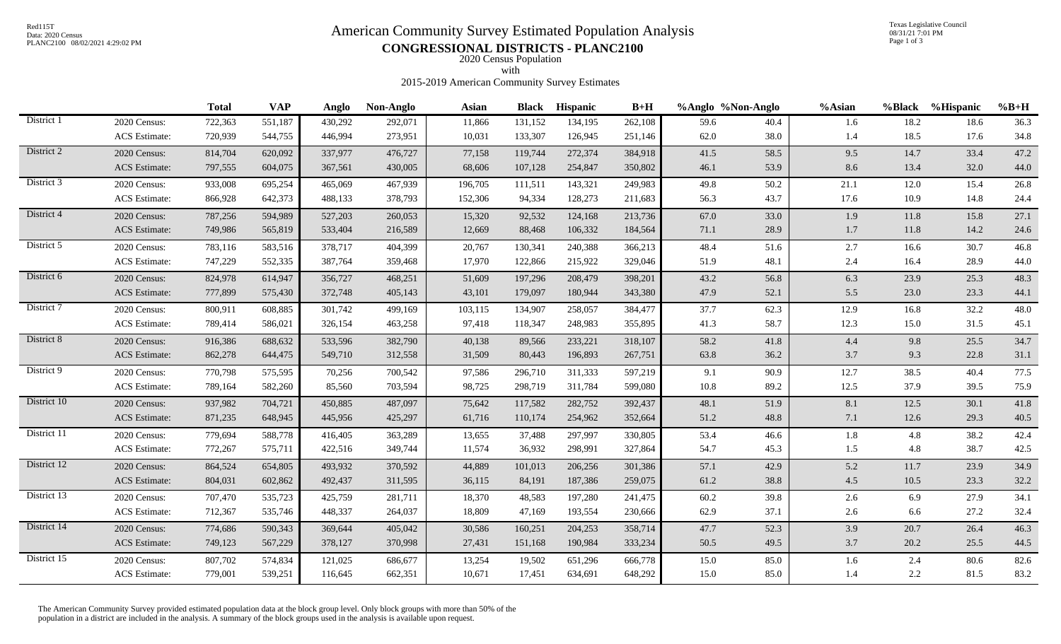# American Community Survey Estimated Population Analysis

## CONGRESSIONAL DISTRICTS - PLANC2100

2020 Census Population
with
2015-2019 American Community Survey Estimates

| | | Total | VAP | Anglo | Non-Anglo | Asian | Black | Hispanic | B+H | %Anglo | %Non-Anglo | %Asian | %Black | %Hispanic | %B+H |
|---|---|---|---|---|---|---|---|---|---|---|---|---|---|---|---|
| District 1 | 2020 Census: | 722,363 | 551,187 | 430,292 | 292,071 | 11,866 | 131,152 | 134,195 | 262,108 | 59.6 | 40.4 | 1.6 | 18.2 | 18.6 | 36.3 |
| | ACS Estimate: | 720,939 | 544,755 | 446,994 | 273,951 | 10,031 | 133,307 | 126,945 | 251,146 | 62.0 | 38.0 | 1.4 | 18.5 | 17.6 | 34.8 |
| District 2 | 2020 Census: | 814,704 | 620,092 | 337,977 | 476,727 | 77,158 | 119,744 | 272,374 | 384,918 | 41.5 | 58.5 | 9.5 | 14.7 | 33.4 | 47.2 |
| | ACS Estimate: | 797,555 | 604,075 | 367,561 | 430,005 | 68,606 | 107,128 | 254,847 | 350,802 | 46.1 | 53.9 | 8.6 | 13.4 | 32.0 | 44.0 |
| District 3 | 2020 Census: | 933,008 | 695,254 | 465,069 | 467,939 | 196,705 | 111,511 | 143,321 | 249,983 | 49.8 | 50.2 | 21.1 | 12.0 | 15.4 | 26.8 |
| | ACS Estimate: | 866,928 | 642,373 | 488,133 | 378,793 | 152,306 | 94,334 | 128,273 | 211,683 | 56.3 | 43.7 | 17.6 | 10.9 | 14.8 | 24.4 |
| District 4 | 2020 Census: | 787,256 | 594,989 | 527,203 | 260,053 | 15,320 | 92,532 | 124,168 | 213,736 | 67.0 | 33.0 | 1.9 | 11.8 | 15.8 | 27.1 |
| | ACS Estimate: | 749,986 | 565,819 | 533,404 | 216,589 | 12,669 | 88,468 | 106,332 | 184,564 | 71.1 | 28.9 | 1.7 | 11.8 | 14.2 | 24.6 |
| District 5 | 2020 Census: | 783,116 | 583,516 | 378,717 | 404,399 | 20,767 | 130,341 | 240,388 | 366,213 | 48.4 | 51.6 | 2.7 | 16.6 | 30.7 | 46.8 |
| | ACS Estimate: | 747,229 | 552,335 | 387,764 | 359,468 | 17,970 | 122,866 | 215,922 | 329,046 | 51.9 | 48.1 | 2.4 | 16.4 | 28.9 | 44.0 |
| District 6 | 2020 Census: | 824,978 | 614,947 | 356,727 | 468,251 | 51,609 | 197,296 | 208,479 | 398,201 | 43.2 | 56.8 | 6.3 | 23.9 | 25.3 | 48.3 |
| | ACS Estimate: | 777,899 | 575,430 | 372,748 | 405,143 | 43,101 | 179,097 | 180,944 | 343,380 | 47.9 | 52.1 | 5.5 | 23.0 | 23.3 | 44.1 |
| District 7 | 2020 Census: | 800,911 | 608,885 | 301,742 | 499,169 | 103,115 | 134,907 | 258,057 | 384,477 | 37.7 | 62.3 | 12.9 | 16.8 | 32.2 | 48.0 |
| | ACS Estimate: | 789,414 | 586,021 | 326,154 | 463,258 | 97,418 | 118,347 | 248,983 | 355,895 | 41.3 | 58.7 | 12.3 | 15.0 | 31.5 | 45.1 |
| District 8 | 2020 Census: | 916,386 | 688,632 | 533,596 | 382,790 | 40,138 | 89,566 | 233,221 | 318,107 | 58.2 | 41.8 | 4.4 | 9.8 | 25.5 | 34.7 |
| | ACS Estimate: | 862,278 | 644,475 | 549,710 | 312,558 | 31,509 | 80,443 | 196,893 | 267,751 | 63.8 | 36.2 | 3.7 | 9.3 | 22.8 | 31.1 |
| District 9 | 2020 Census: | 770,798 | 575,595 | 70,256 | 700,542 | 97,586 | 296,710 | 311,333 | 597,219 | 9.1 | 90.9 | 12.7 | 38.5 | 40.4 | 77.5 |
| | ACS Estimate: | 789,164 | 582,260 | 85,560 | 703,594 | 98,725 | 298,719 | 311,784 | 599,080 | 10.8 | 89.2 | 12.5 | 37.9 | 39.5 | 75.9 |
| District 10 | 2020 Census: | 937,982 | 704,721 | 450,885 | 487,097 | 75,642 | 117,582 | 282,752 | 392,437 | 48.1 | 51.9 | 8.1 | 12.5 | 30.1 | 41.8 |
| | ACS Estimate: | 871,235 | 648,945 | 445,956 | 425,297 | 61,716 | 110,174 | 254,962 | 352,664 | 51.2 | 48.8 | 7.1 | 12.6 | 29.3 | 40.5 |
| District 11 | 2020 Census: | 779,694 | 588,778 | 416,405 | 363,289 | 13,655 | 37,488 | 297,997 | 330,805 | 53.4 | 46.6 | 1.8 | 4.8 | 38.2 | 42.4 |
| | ACS Estimate: | 772,267 | 575,711 | 422,516 | 349,744 | 11,574 | 36,932 | 298,991 | 327,864 | 54.7 | 45.3 | 1.5 | 4.8 | 38.7 | 42.5 |
| District 12 | 2020 Census: | 864,524 | 654,805 | 493,932 | 370,592 | 44,889 | 101,013 | 206,256 | 301,386 | 57.1 | 42.9 | 5.2 | 11.7 | 23.9 | 34.9 |
| | ACS Estimate: | 804,031 | 602,862 | 492,437 | 311,595 | 36,115 | 84,191 | 187,386 | 259,075 | 61.2 | 38.8 | 4.5 | 10.5 | 23.3 | 32.2 |
| District 13 | 2020 Census: | 707,470 | 535,723 | 425,759 | 281,711 | 18,370 | 48,583 | 197,280 | 241,475 | 60.2 | 39.8 | 2.6 | 6.9 | 27.9 | 34.1 |
| | ACS Estimate: | 712,367 | 535,746 | 448,337 | 264,037 | 18,809 | 47,169 | 193,554 | 230,666 | 62.9 | 37.1 | 2.6 | 6.6 | 27.2 | 32.4 |
| District 14 | 2020 Census: | 774,686 | 590,343 | 369,644 | 405,042 | 30,586 | 160,251 | 204,253 | 358,714 | 47.7 | 52.3 | 3.9 | 20.7 | 26.4 | 46.3 |
| | ACS Estimate: | 749,123 | 567,229 | 378,127 | 370,998 | 27,431 | 151,168 | 190,984 | 333,234 | 50.5 | 49.5 | 3.7 | 20.2 | 25.5 | 44.5 |
| District 15 | 2020 Census: | 807,702 | 574,834 | 121,025 | 686,677 | 13,254 | 19,502 | 651,296 | 666,778 | 15.0 | 85.0 | 1.6 | 2.4 | 80.6 | 82.6 |
| | ACS Estimate: | 779,001 | 539,251 | 116,645 | 662,351 | 10,671 | 17,451 | 634,691 | 648,292 | 15.0 | 85.0 | 1.4 | 2.2 | 81.5 | 83.2 |

The American Community Survey provided estimated population data at the block group level. Only block groups with more than 50% of the population in a district are included in the analysis. A summary of the block groups used in the analysis is available upon request.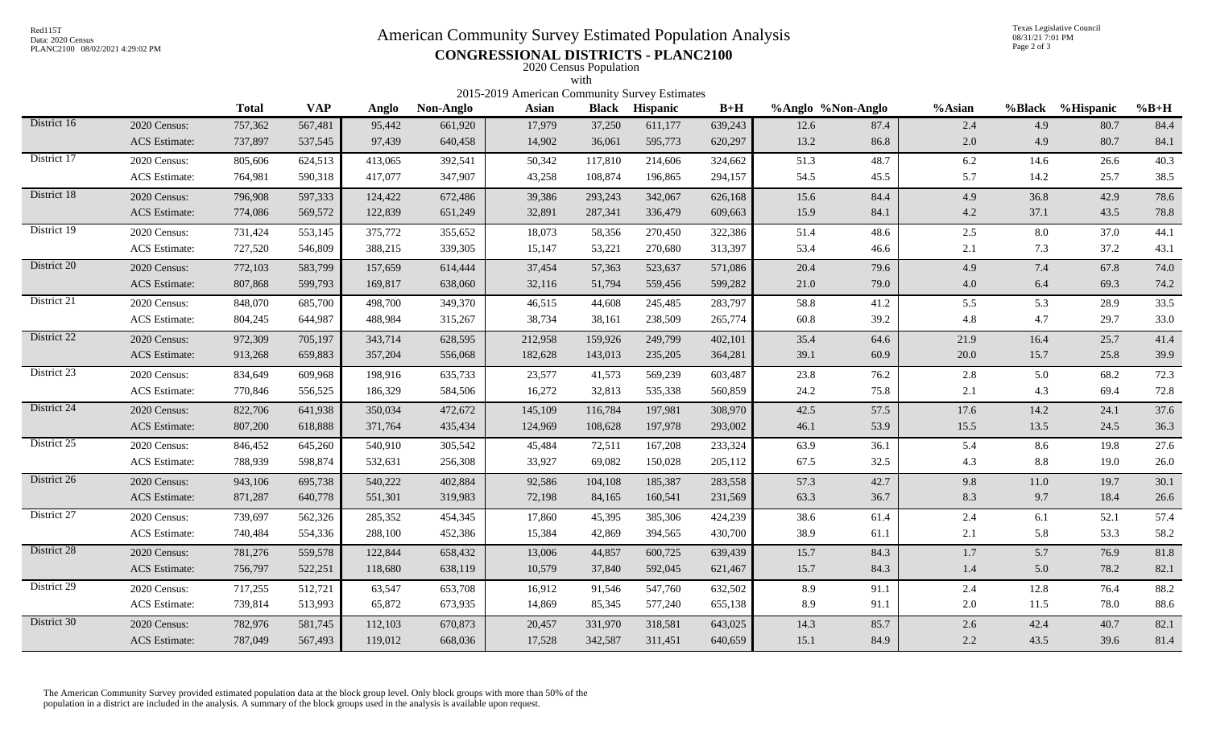# American Community Survey Estimated Population Analysis

## CONGRESSIONAL DISTRICTS - PLANC2100

2020 Census Population
with
2015-2019 American Community Survey Estimates

| | | Total | VAP | Anglo | Non-Anglo | Asian | Black | Hispanic | B+H | %Anglo | %Non-Anglo | %Asian | %Black | %Hispanic | %B+H |
|---|---|---|---|---|---|---|---|---|---|---|---|---|---|---|---|
| District 16 | 2020 Census: | 757,362 | 567,481 | 95,442 | 661,920 | 17,979 | 37,250 | 611,177 | 639,243 | 12.6 | 87.4 | 2.4 | 4.9 | 80.7 | 84.4 |
| | ACS Estimate: | 737,897 | 537,545 | 97,439 | 640,458 | 14,902 | 36,061 | 595,773 | 620,297 | 13.2 | 86.8 | 2.0 | 4.9 | 80.7 | 84.1 |
| District 17 | 2020 Census: | 805,606 | 624,513 | 413,065 | 392,541 | 50,342 | 117,810 | 214,606 | 324,662 | 51.3 | 48.7 | 6.2 | 14.6 | 26.6 | 40.3 |
| | ACS Estimate: | 764,981 | 590,318 | 417,077 | 347,907 | 43,258 | 108,874 | 196,865 | 294,157 | 54.5 | 45.5 | 5.7 | 14.2 | 25.7 | 38.5 |
| District 18 | 2020 Census: | 796,908 | 597,333 | 124,422 | 672,486 | 39,386 | 293,243 | 342,067 | 626,168 | 15.6 | 84.4 | 4.9 | 36.8 | 42.9 | 78.6 |
| | ACS Estimate: | 774,086 | 569,572 | 122,839 | 651,249 | 32,891 | 287,341 | 336,479 | 609,663 | 15.9 | 84.1 | 4.2 | 37.1 | 43.5 | 78.8 |
| District 19 | 2020 Census: | 731,424 | 553,145 | 375,772 | 355,652 | 18,073 | 58,356 | 270,450 | 322,386 | 51.4 | 48.6 | 2.5 | 8.0 | 37.0 | 44.1 |
| | ACS Estimate: | 727,520 | 546,809 | 388,215 | 339,305 | 15,147 | 53,221 | 270,680 | 313,397 | 53.4 | 46.6 | 2.1 | 7.3 | 37.2 | 43.1 |
| District 20 | 2020 Census: | 772,103 | 583,799 | 157,659 | 614,444 | 37,454 | 57,363 | 523,637 | 571,086 | 20.4 | 79.6 | 4.9 | 7.4 | 67.8 | 74.0 |
| | ACS Estimate: | 807,868 | 599,793 | 169,817 | 638,060 | 32,116 | 51,794 | 559,456 | 599,282 | 21.0 | 79.0 | 4.0 | 6.4 | 69.3 | 74.2 |
| District 21 | 2020 Census: | 848,070 | 685,700 | 498,700 | 349,370 | 46,515 | 44,608 | 245,485 | 283,797 | 58.8 | 41.2 | 5.5 | 5.3 | 28.9 | 33.5 |
| | ACS Estimate: | 804,245 | 644,987 | 488,984 | 315,267 | 38,734 | 38,161 | 238,509 | 265,774 | 60.8 | 39.2 | 4.8 | 4.7 | 29.7 | 33.0 |
| District 22 | 2020 Census: | 972,309 | 705,197 | 343,714 | 628,595 | 212,958 | 159,926 | 249,799 | 402,101 | 35.4 | 64.6 | 21.9 | 16.4 | 25.7 | 41.4 |
| | ACS Estimate: | 913,268 | 659,883 | 357,204 | 556,068 | 182,628 | 143,013 | 235,205 | 364,281 | 39.1 | 60.9 | 20.0 | 15.7 | 25.8 | 39.9 |
| District 23 | 2020 Census: | 834,649 | 609,968 | 198,916 | 635,733 | 23,577 | 41,573 | 569,239 | 603,487 | 23.8 | 76.2 | 2.8 | 5.0 | 68.2 | 72.3 |
| | ACS Estimate: | 770,846 | 556,525 | 186,329 | 584,506 | 16,272 | 32,813 | 535,338 | 560,859 | 24.2 | 75.8 | 2.1 | 4.3 | 69.4 | 72.8 |
| District 24 | 2020 Census: | 822,706 | 641,938 | 350,034 | 472,672 | 145,109 | 116,784 | 197,981 | 308,970 | 42.5 | 57.5 | 17.6 | 14.2 | 24.1 | 37.6 |
| | ACS Estimate: | 807,200 | 618,888 | 371,764 | 435,434 | 124,969 | 108,628 | 197,978 | 293,002 | 46.1 | 53.9 | 15.5 | 13.5 | 24.5 | 36.3 |
| District 25 | 2020 Census: | 846,452 | 645,260 | 540,910 | 305,542 | 45,484 | 72,511 | 167,208 | 233,324 | 63.9 | 36.1 | 5.4 | 8.6 | 19.8 | 27.6 |
| | ACS Estimate: | 788,939 | 598,874 | 532,631 | 256,308 | 33,927 | 69,082 | 150,028 | 205,112 | 67.5 | 32.5 | 4.3 | 8.8 | 19.0 | 26.0 |
| District 26 | 2020 Census: | 943,106 | 695,738 | 540,222 | 402,884 | 92,586 | 104,108 | 185,387 | 283,558 | 57.3 | 42.7 | 9.8 | 11.0 | 19.7 | 30.1 |
| | ACS Estimate: | 871,287 | 640,778 | 551,301 | 319,983 | 72,198 | 84,165 | 160,541 | 231,569 | 63.3 | 36.7 | 8.3 | 9.7 | 18.4 | 26.6 |
| District 27 | 2020 Census: | 739,697 | 562,326 | 285,352 | 454,345 | 17,860 | 45,395 | 385,306 | 424,239 | 38.6 | 61.4 | 2.4 | 6.1 | 52.1 | 57.4 |
| | ACS Estimate: | 740,484 | 554,336 | 288,100 | 452,386 | 15,384 | 42,869 | 394,565 | 430,700 | 38.9 | 61.1 | 2.1 | 5.8 | 53.3 | 58.2 |
| District 28 | 2020 Census: | 781,276 | 559,578 | 122,844 | 658,432 | 13,006 | 44,857 | 600,725 | 639,439 | 15.7 | 84.3 | 1.7 | 5.7 | 76.9 | 81.8 |
| | ACS Estimate: | 756,797 | 522,251 | 118,680 | 638,119 | 10,579 | 37,840 | 592,045 | 621,467 | 15.7 | 84.3 | 1.4 | 5.0 | 78.2 | 82.1 |
| District 29 | 2020 Census: | 717,255 | 512,721 | 63,547 | 653,708 | 16,912 | 91,546 | 547,760 | 632,502 | 8.9 | 91.1 | 2.4 | 12.8 | 76.4 | 88.2 |
| | ACS Estimate: | 739,814 | 513,993 | 65,872 | 673,935 | 14,869 | 85,345 | 577,240 | 655,138 | 8.9 | 91.1 | 2.0 | 11.5 | 78.0 | 88.6 |
| District 30 | 2020 Census: | 782,976 | 581,745 | 112,103 | 670,873 | 20,457 | 331,970 | 318,581 | 643,025 | 14.3 | 85.7 | 2.6 | 42.4 | 40.7 | 82.1 |
| | ACS Estimate: | 787,049 | 567,493 | 119,012 | 668,036 | 17,528 | 342,587 | 311,451 | 640,659 | 15.1 | 84.9 | 2.2 | 43.5 | 39.6 | 81.4 |

The American Community Survey provided estimated population data at the block group level. Only block groups with more than 50% of the population in a district are included in the analysis. A summary of the block groups used in the analysis is available upon request.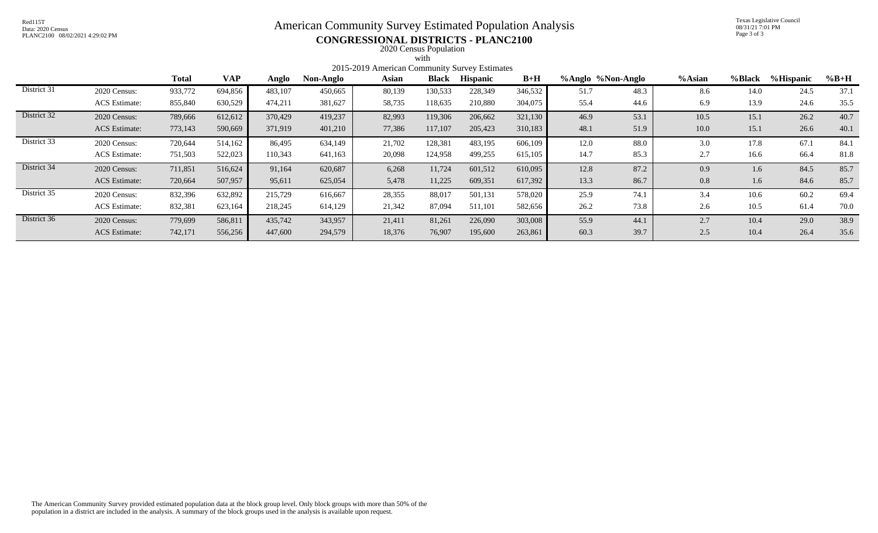# American Community Survey Estimated Population Analysis

## CONGRESSIONAL DISTRICTS - PLANC2100

2020 Census Population
with
2015-2019 American Community Survey Estimates

| | | Total | VAP | Anglo | Non-Anglo | Asian | Black | Hispanic | B+H | %Anglo | %Non-Anglo | %Asian | %Black | %Hispanic | %B+H |
|---|---|---|---|---|---|---|---|---|---|---|---|---|---|---|---|
| District 31 | 2020 Census: | 933,772 | 694,856 | 483,107 | 450,665 | 80,139 | 130,533 | 228,349 | 346,532 | 51.7 | 48.3 | 8.6 | 14.0 | 24.5 | 37.1 |
| | ACS Estimate: | 855,840 | 630,529 | 474,211 | 381,627 | 58,735 | 118,635 | 210,880 | 304,075 | 55.4 | 44.6 | 6.9 | 13.9 | 24.6 | 35.5 |
| District 32 | 2020 Census: | 789,666 | 612,612 | 370,429 | 419,237 | 82,993 | 119,306 | 206,662 | 321,130 | 46.9 | 53.1 | 10.5 | 15.1 | 26.2 | 40.7 |
| | ACS Estimate: | 773,143 | 590,669 | 371,919 | 401,210 | 77,386 | 117,107 | 205,423 | 310,183 | 48.1 | 51.9 | 10.0 | 15.1 | 26.6 | 40.1 |
| District 33 | 2020 Census: | 720,644 | 514,162 | 86,495 | 634,149 | 21,702 | 128,381 | 483,195 | 606,109 | 12.0 | 88.0 | 3.0 | 17.8 | 67.1 | 84.1 |
| | ACS Estimate: | 751,503 | 522,023 | 110,343 | 641,163 | 20,098 | 124,958 | 499,255 | 615,105 | 14.7 | 85.3 | 2.7 | 16.6 | 66.4 | 81.8 |
| District 34 | 2020 Census: | 711,851 | 516,624 | 91,164 | 620,687 | 6,268 | 11,724 | 601,512 | 610,095 | 12.8 | 87.2 | 0.9 | 1.6 | 84.5 | 85.7 |
| | ACS Estimate: | 720,664 | 507,957 | 95,611 | 625,054 | 5,478 | 11,225 | 609,351 | 617,392 | 13.3 | 86.7 | 0.8 | 1.6 | 84.6 | 85.7 |
| District 35 | 2020 Census: | 832,396 | 632,892 | 215,729 | 616,667 | 28,355 | 88,017 | 501,131 | 578,020 | 25.9 | 74.1 | 3.4 | 10.6 | 60.2 | 69.4 |
| | ACS Estimate: | 832,381 | 623,164 | 218,245 | 614,129 | 21,342 | 87,094 | 511,101 | 582,656 | 26.2 | 73.8 | 2.6 | 10.5 | 61.4 | 70.0 |
| District 36 | 2020 Census: | 779,699 | 586,811 | 435,742 | 343,957 | 21,411 | 81,261 | 226,090 | 303,008 | 55.9 | 44.1 | 2.7 | 10.4 | 29.0 | 38.9 |
| | ACS Estimate: | 742,171 | 556,256 | 447,600 | 294,579 | 18,376 | 76,907 | 195,600 | 263,861 | 60.3 | 39.7 | 2.5 | 10.4 | 26.4 | 35.6 |

The American Community Survey provided estimated population data at the block group level. Only block groups with more than 50% of the population in a district are included in the analysis. A summary of the block groups used in the analysis is available upon request.